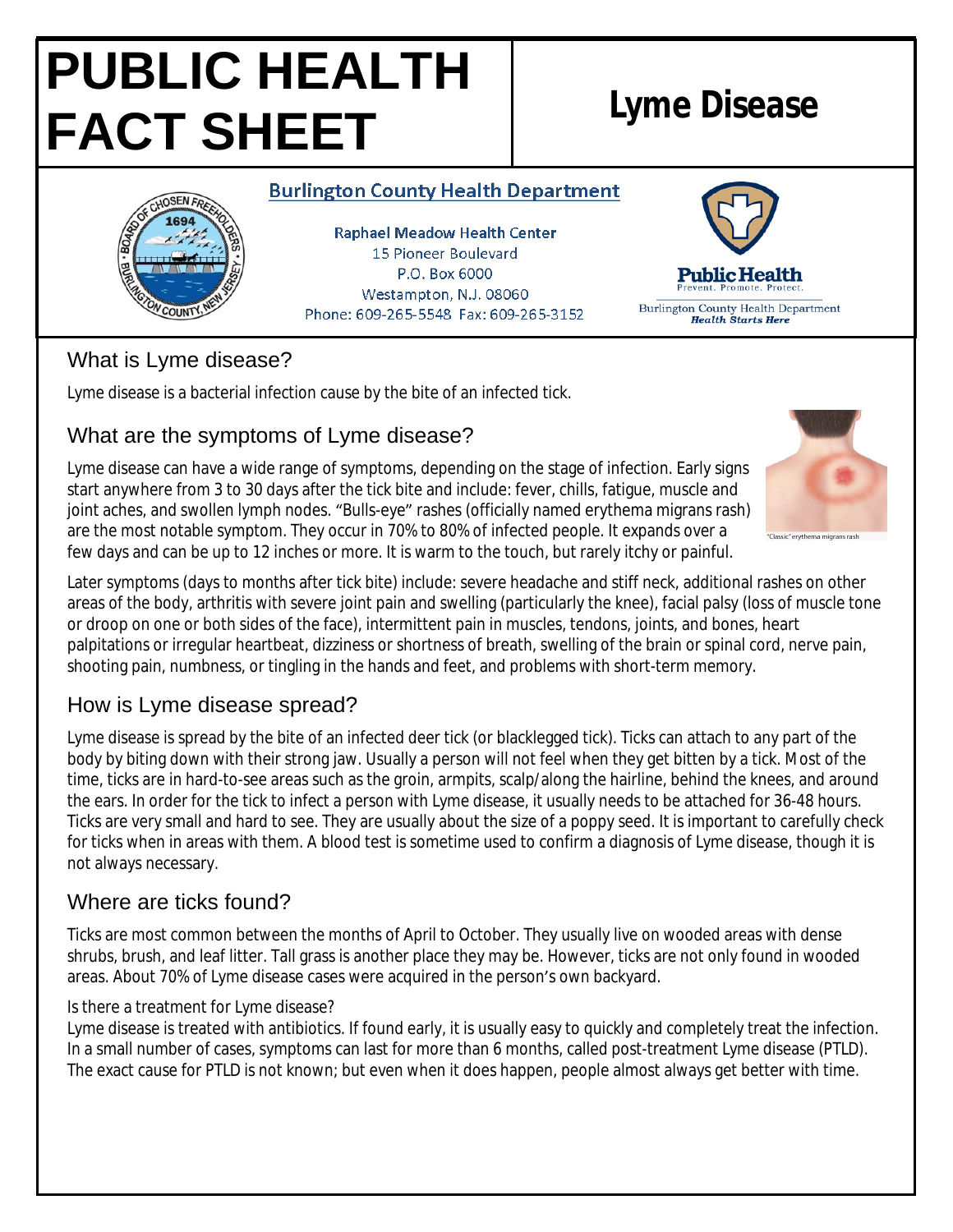# PUBLIC HEALTH FACT SHEET

# Lyme Disease

**Burlington County Health Department**

Raphael Meadow Health Center
15 Pioneer Boulevard
P.O. Box 6000
Westampton, N.J. 08060
Phone: 609-265-5548 Fax: 609-265-3152

Public Health
Prevent. Promote. Protect.
Burlington County Health Department
*Health Starts Here*

## What is Lyme disease?

Lyme disease is a bacterial infection cause by the bite of an infected tick.

## What are the symptoms of Lyme disease?

Lyme disease can have a wide range of symptoms, depending on the stage of infection. Early signs start anywhere from 3 to 30 days after the tick bite and include: fever, chills, fatigue, muscle and joint aches, and swollen lymph nodes. "Bulls-eye" rashes (officially named erythema migrans rash) are the most notable symptom. They occur in 70% to 80% of infected people. It expands over a few days and can be up to 12 inches or more. It is warm to the touch, but rarely itchy or painful.

"Classic" erythema migrans rash

Later symptoms (days to months after tick bite) include: severe headache and stiff neck, additional rashes on other areas of the body, arthritis with severe joint pain and swelling (particularly the knee), facial palsy (loss of muscle tone or droop on one or both sides of the face), intermittent pain in muscles, tendons, joints, and bones, heart palpitations or irregular heartbeat, dizziness or shortness of breath, swelling of the brain or spinal cord, nerve pain, shooting pain, numbness, or tingling in the hands and feet, and problems with short-term memory.

## How is Lyme disease spread?

Lyme disease is spread by the bite of an infected deer tick (or blacklegged tick). Ticks can attach to any part of the body by biting down with their strong jaw. Usually a person will not feel when they get bitten by a tick. Most of the time, ticks are in hard-to-see areas such as the groin, armpits, scalp/along the hairline, behind the knees, and around the ears. In order for the tick to infect a person with Lyme disease, it usually needs to be attached for 36-48 hours. Ticks are very small and hard to see. They are usually about the size of a poppy seed. It is important to carefully check for ticks when in areas with them. A blood test is sometime used to confirm a diagnosis of Lyme disease, though it is not always necessary.

## Where are ticks found?

Ticks are most common between the months of April to October. They usually live on wooded areas with dense shrubs, brush, and leaf litter. Tall grass is another place they may be. However, ticks are not only found in wooded areas. About 70% of Lyme disease cases were acquired in the person's own backyard.

Is there a treatment for Lyme disease?

Lyme disease is treated with antibiotics. If found early, it is usually easy to quickly and completely treat the infection. In a small number of cases, symptoms can last for more than 6 months, called post-treatment Lyme disease (PTLD). The exact cause for PTLD is not known; but even when it does happen, people almost always get better with time.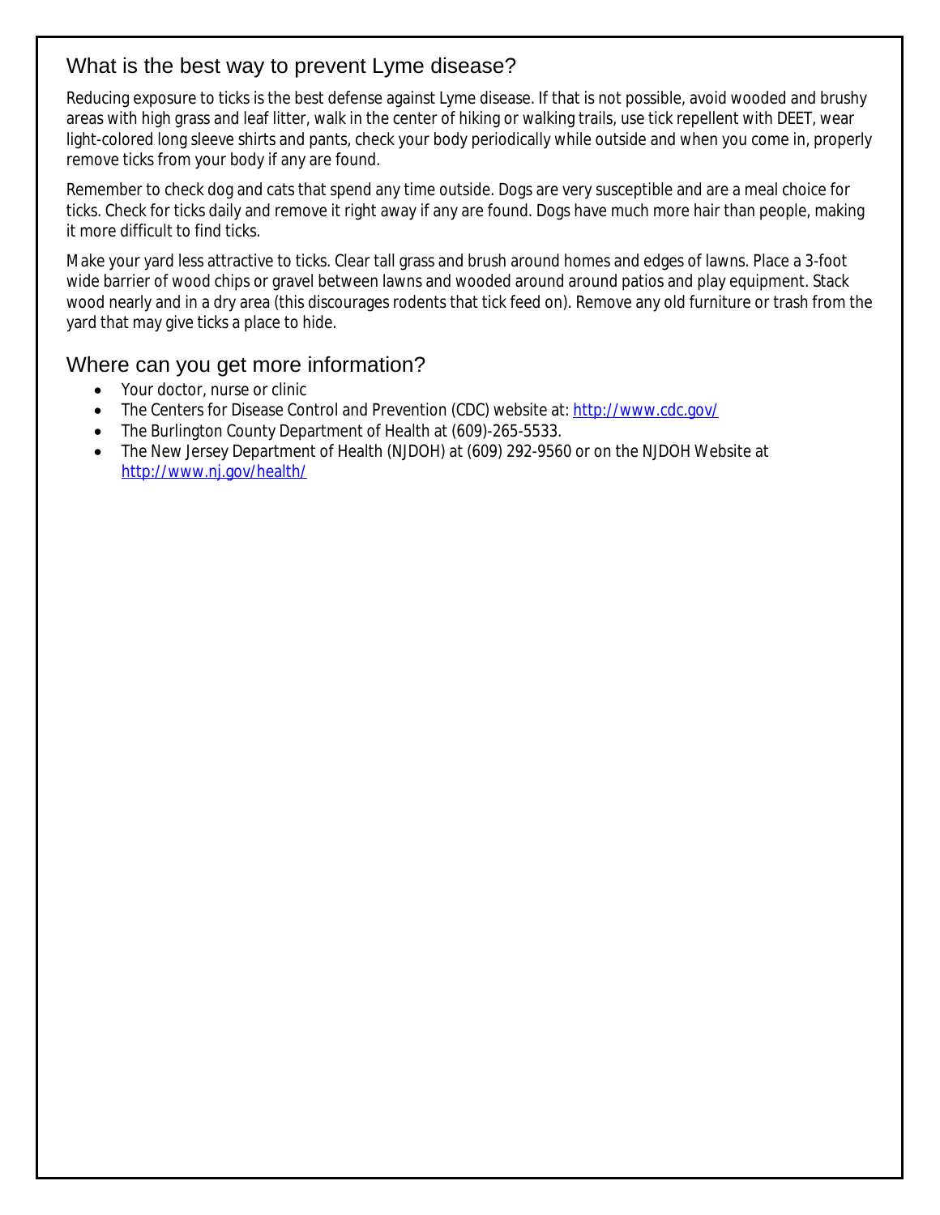## What is the best way to prevent Lyme disease?

Reducing exposure to ticks is the best defense against Lyme disease. If that is not possible, avoid wooded and brushy areas with high grass and leaf litter, walk in the center of hiking or walking trails, use tick repellent with DEET, wear light-colored long sleeve shirts and pants, check your body periodically while outside and when you come in, properly remove ticks from your body if any are found.

Remember to check dog and cats that spend any time outside. Dogs are very susceptible and are a meal choice for ticks. Check for ticks daily and remove it right away if any are found. Dogs have much more hair than people, making it more difficult to find ticks.

Make your yard less attractive to ticks. Clear tall grass and brush around homes and edges of lawns. Place a 3-foot wide barrier of wood chips or gravel between lawns and wooded around around patios and play equipment. Stack wood nearly and in a dry area (this discourages rodents that tick feed on). Remove any old furniture or trash from the yard that may give ticks a place to hide.

## Where can you get more information?

- Your doctor, nurse or clinic
- The Centers for Disease Control and Prevention (CDC) website at: http://www.cdc.gov/
- The Burlington County Department of Health at (609)-265-5533.
- The New Jersey Department of Health (NJDOH) at (609) 292-9560 or on the NJDOH Website at http://www.nj.gov/health/